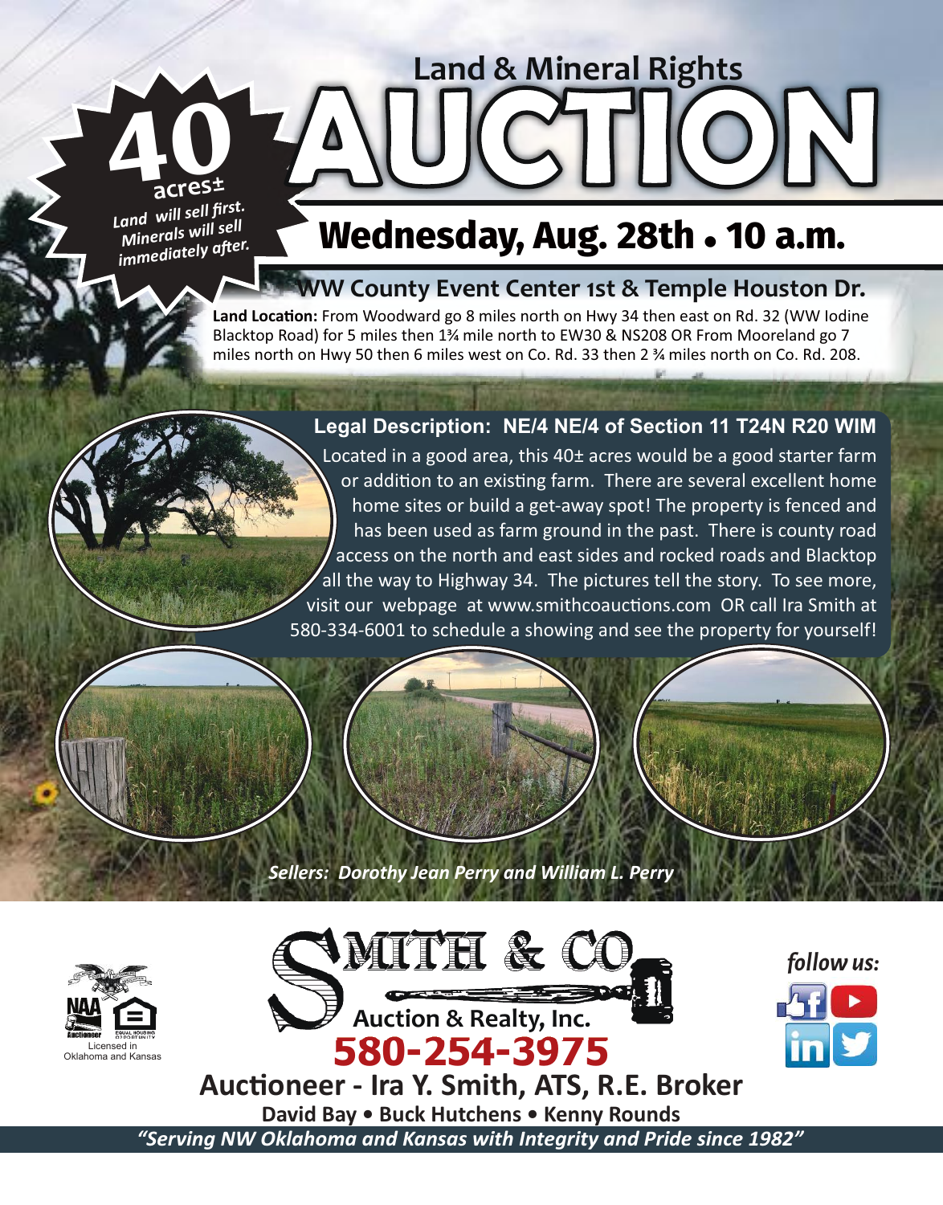# Land & Mineral Rights AUCTION

**40 acres±**

*Land will sell first. Minerals will sell immediately after.*

## Wednesday, Aug. 28th • 10 a.m.

### WW County Event Center 1st & Temple Houston Dr.

**Land Location:** From Woodward go 8 miles north on Hwy 34 then east on Rd. 32 (WW Iodine Blacktop Road) for 5 miles then 1¾ mile north to EW30 & NS208 OR From Mooreland go 7 miles north on Hwy 50 then 6 miles west on Co. Rd. 33 then 2 ¾ miles north on Co. Rd. 208.

**Legal Description: NE/4 NE/4 of Section 11 T24N R20 WIM**

Located in a good area, this 40± acres would be a good starter farm or addition to an existing farm. There are several excellent home home sites or build a get-away spot! The property is fenced and has been used as farm ground in the past. There is county road access on the north and east sides and rocked roads and Blacktop all the way to Highway 34. The pictures tell the story. To see more, visit our webpage at www.smithcoauctions.com OR call Ira Smith at 580-334-6001 to schedule a showing and see the property for yourself!

*Sellers: Dorothy Jean Perry and William L. Perry*

Licensed in Oklahoma and Kansas

**Smith & Co Auction & Realty, Inc.**

**580-254-3975**

**Auctioneer - Ira Y. Smith, ATS, R.E. Broker**

**David Bay • Buck Hutchens • Kenny Rounds**

*follow us:*

*"Serving NW Oklahoma and Kansas with Integrity and Pride since 1982"*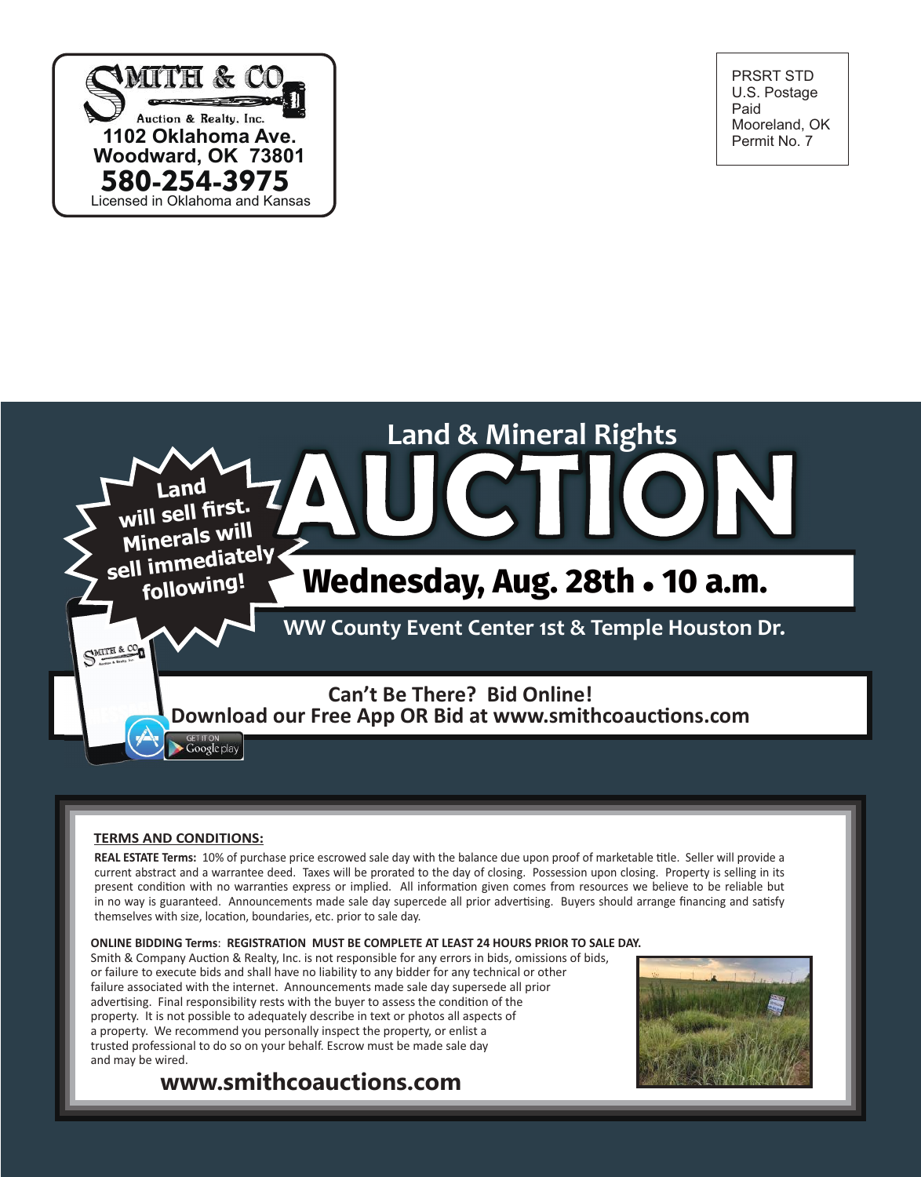**SMITH & CO**
Auction & Realty, Inc.
1102 Oklahoma Ave.
Woodward, OK 73801
**580-254-3975**
Licensed in Oklahoma and Kansas

PRSRT STD
U.S. Postage
Paid
Mooreland, OK
Permit No. 7

## Land & Mineral Rights

# AUCTION

**Land will sell first. Minerals will sell immediately following!**

## Wednesday, Aug. 28th • 10 a.m.

**WW County Event Center 1st & Temple Houston Dr.**

**Can't Be There? Bid Online!**
**Download our Free App OR Bid at www.smithcoauctions.com**

GET IT ON Google play

**TERMS AND CONDITIONS:**

**REAL ESTATE Terms:** 10% of purchase price escrowed sale day with the balance due upon proof of marketable title. Seller will provide a current abstract and a warrantee deed. Taxes will be prorated to the day of closing. Possession upon closing. Property is selling in its present condition with no warranties express or implied. All information given comes from resources we believe to be reliable but in no way is guaranteed. Announcements made sale day supercede all prior advertising. Buyers should arrange financing and satisfy themselves with size, location, boundaries, etc. prior to sale day.

**ONLINE BIDDING Terms**: **REGISTRATION MUST BE COMPLETE AT LEAST 24 HOURS PRIOR TO SALE DAY.**
Smith & Company Auction & Realty, Inc. is not responsible for any errors in bids, omissions of bids, or failure to execute bids and shall have no liability to any bidder for any technical or other failure associated with the internet. Announcements made sale day supersede all prior advertising. Final responsibility rests with the buyer to assess the condition of the property. It is not possible to adequately describe in text or photos all aspects of a property. We recommend you personally inspect the property, or enlist a trusted professional to do so on your behalf. Escrow must be made sale day and may be wired.

**www.smithcoauctions.com**